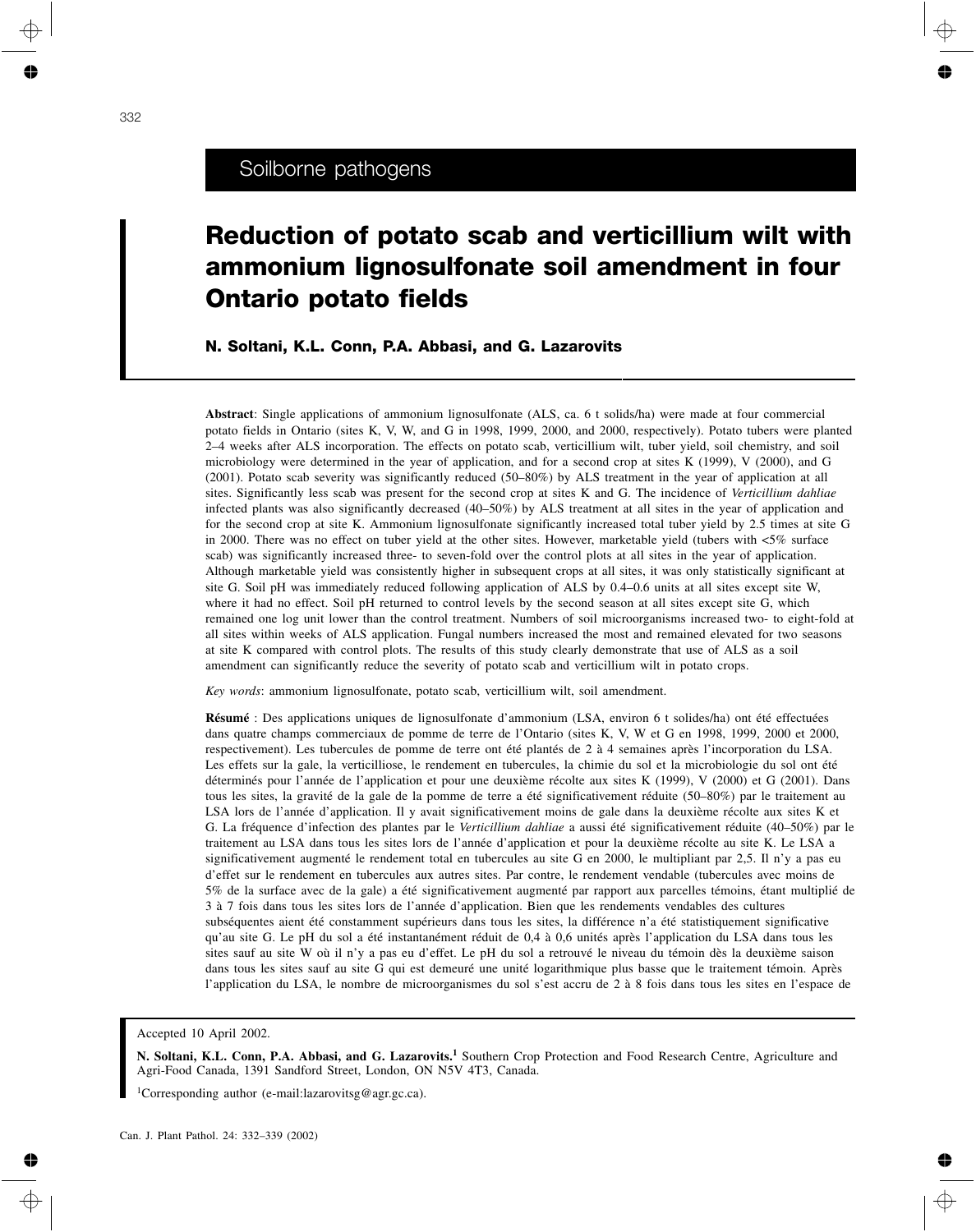Soilborne pathogens

# Reduction of potato scab and verticillium wilt with ammonium lignosulfonate soil amendment in four Ontario potato fields

**N. Soltani, K.L. Conn, P.A. Abbasi, and G. Lazarovits**

**Abstract**: Single applications of ammonium lignosulfonate (ALS, ca. 6 t solids/ha) were made at four commercial potato fields in Ontario (sites K, V, W, and G in 1998, 1999, 2000, and 2000, respectively). Potato tubers were planted 2–4 weeks after ALS incorporation. The effects on potato scab, verticillium wilt, tuber yield, soil chemistry, and soil microbiology were determined in the year of application, and for a second crop at sites K (1999), V (2000), and G (2001). Potato scab severity was significantly reduced (50–80%) by ALS treatment in the year of application at all sites. Significantly less scab was present for the second crop at sites K and G. The incidence of *Verticillium dahliae* infected plants was also significantly decreased (40–50%) by ALS treatment at all sites in the year of application and for the second crop at site K. Ammonium lignosulfonate significantly increased total tuber yield by 2.5 times at site G in 2000. There was no effect on tuber yield at the other sites. However, marketable yield (tubers with <5% surface scab) was significantly increased three- to seven-fold over the control plots at all sites in the year of application. Although marketable yield was consistently higher in subsequent crops at all sites, it was only statistically significant at site G. Soil pH was immediately reduced following application of ALS by 0.4–0.6 units at all sites except site W, where it had no effect. Soil pH returned to control levels by the second season at all sites except site G, which remained one log unit lower than the control treatment. Numbers of soil microorganisms increased two- to eight-fold at all sites within weeks of ALS application. Fungal numbers increased the most and remained elevated for two seasons at site K compared with control plots. The results of this study clearly demonstrate that use of ALS as a soil amendment can significantly reduce the severity of potato scab and verticillium wilt in potato crops.

*Key words*: ammonium lignosulfonate, potato scab, verticillium wilt, soil amendment.

**Résumé** : Des applications uniques de lignosulfonate d'ammonium (LSA, environ 6 t solides/ha) ont été effectuées dans quatre champs commerciaux de pomme de terre de l'Ontario (sites K, V, W et G en 1998, 1999, 2000 et 2000, respectivement). Les tubercules de pomme de terre ont été plantés de 2 à 4 semaines après l'incorporation du LSA. Les effets sur la gale, la verticilliose, le rendement en tubercules, la chimie du sol et la microbiologie du sol ont été déterminés pour l'année de l'application et pour une deuxième récolte aux sites K (1999), V (2000) et G (2001). Dans tous les sites, la gravité de la gale de la pomme de terre a été significativement réduite (50–80%) par le traitement au LSA lors de l'année d'application. Il y avait significativement moins de gale dans la deuxième récolte aux sites K et G. La fréquence d'infection des plantes par le *Verticillium dahliae* a aussi été significativement réduite (40–50%) par le traitement au LSA dans tous les sites lors de l'année d'application et pour la deuxième récolte au site K. Le LSA a significativement augmenté le rendement total en tubercules au site G en 2000, le multipliant par 2,5. Il n'y a pas eu d'effet sur le rendement en tubercules aux autres sites. Par contre, le rendement vendable (tubercules avec moins de 5% de la surface avec de la gale) a été significativement augmenté par rapport aux parcelles témoins, étant multiplié de 3 à 7 fois dans tous les sites lors de l'année d'application. Bien que les rendements vendables des cultures subséquentes aient été constamment supérieurs dans tous les sites, la différence n'a été statistiquement significative qu'au site G. Le pH du sol a été instantanément réduit de 0,4 à 0,6 unités après l'application du LSA dans tous les sites sauf au site W où il n'y a pas eu d'effet. Le pH du sol a retrouvé le niveau du témoin dès la deuxième saison dans tous les sites sauf au site G qui est demeuré une unité logarithmique plus basse que le traitement témoin. Après l'application du LSA, le nombre de microorganismes du sol s'est accru de 2 à 8 fois dans tous les sites en l'espace de

Accepted 10 April 2002.

**N. Soltani, K.L. Conn, P.A. Abbasi, and G. Lazarovits.**[1] Southern Crop Protection and Food Research Centre, Agriculture and Agri-Food Canada, 1391 Sandford Street, London, ON N5V 4T3, Canada.

[1]Corresponding author (e-mail:lazarovitsg@agr.gc.ca).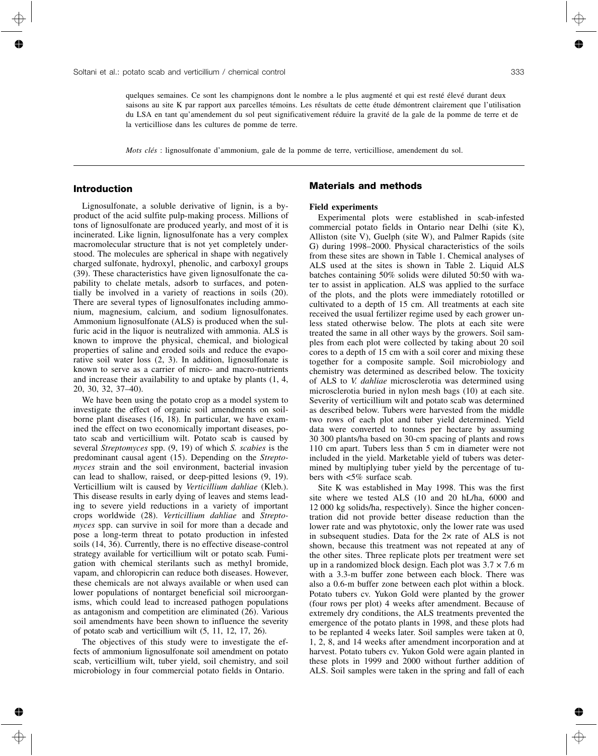quelques semaines. Ce sont les champignons dont le nombre a le plus augmenté et qui est resté élevé durant deux saisons au site K par rapport aux parcelles témoins. Les résultats de cette étude démontrent clairement que l'utilisation du LSA en tant qu'amendement du sol peut significativement réduire la gravité de la gale de la pomme de terre et de la verticilliose dans les cultures de pomme de terre.

*Mots clés* : lignosulfonate d'ammonium, gale de la pomme de terre, verticilliose, amendement du sol.

## Introduction

Lignosulfonate, a soluble derivative of lignin, is a byproduct of the acid sulfite pulp-making process. Millions of tons of lignosulfonate are produced yearly, and most of it is incinerated. Like lignin, lignosulfonate has a very complex macromolecular structure that is not yet completely understood. The molecules are spherical in shape with negatively charged sulfonate, hydroxyl, phenolic, and carboxyl groups (39). These characteristics have given lignosulfonate the capability to chelate metals, adsorb to surfaces, and potentially be involved in a variety of reactions in soils (20). There are several types of lignosulfonates including ammonium, magnesium, calcium, and sodium lignosulfonates. Ammonium lignosulfonate (ALS) is produced when the sulfuric acid in the liquor is neutralized with ammonia. ALS is known to improve the physical, chemical, and biological properties of saline and eroded soils and reduce the evaporative soil water loss (2, 3). In addition, lignosulfonate is known to serve as a carrier of micro- and macro-nutrients and increase their availability to and uptake by plants (1, 4, 20, 30, 32, 37–40).

We have been using the potato crop as a model system to investigate the effect of organic soil amendments on soilborne plant diseases (16, 18). In particular, we have examined the effect on two economically important diseases, potato scab and verticillium wilt. Potato scab is caused by several *Streptomyces* spp. (9, 19) of which *S. scabies* is the predominant causal agent (15). Depending on the *Streptomyces* strain and the soil environment, bacterial invasion can lead to shallow, raised, or deep-pitted lesions (9, 19). Verticillium wilt is caused by *Verticillium dahliae* (Kleb.). This disease results in early dying of leaves and stems leading to severe yield reductions in a variety of important crops worldwide (28). *Verticillium dahliae* and *Streptomyces* spp. can survive in soil for more than a decade and pose a long-term threat to potato production in infested soils (14, 36). Currently, there is no effective disease-control strategy available for verticillium wilt or potato scab. Fumigation with chemical sterilants such as methyl bromide, vapam, and chloropicrin can reduce both diseases. However, these chemicals are not always available or when used can lower populations of nontarget beneficial soil microorganisms, which could lead to increased pathogen populations as antagonism and competition are eliminated (26). Various soil amendments have been shown to influence the severity of potato scab and verticillium wilt (5, 11, 12, 17, 26).

The objectives of this study were to investigate the effects of ammonium lignosulfonate soil amendment on potato scab, verticillium wilt, tuber yield, soil chemistry, and soil microbiology in four commercial potato fields in Ontario.

## Materials and methods

### Field experiments

Experimental plots were established in scab-infested commercial potato fields in Ontario near Delhi (site K), Alliston (site V), Guelph (site W), and Palmer Rapids (site G) during 1998–2000. Physical characteristics of the soils from these sites are shown in Table 1. Chemical analyses of ALS used at the sites is shown in Table 2. Liquid ALS batches containing 50% solids were diluted 50:50 with water to assist in application. ALS was applied to the surface of the plots, and the plots were immediately rototilled or cultivated to a depth of 15 cm. All treatments at each site received the usual fertilizer regime used by each grower unless stated otherwise below. The plots at each site were treated the same in all other ways by the growers. Soil samples from each plot were collected by taking about 20 soil cores to a depth of 15 cm with a soil corer and mixing these together for a composite sample. Soil microbiology and chemistry was determined as described below. The toxicity of ALS to *V. dahliae* microsclerotia was determined using microsclerotia buried in nylon mesh bags (10) at each site. Severity of verticillium wilt and potato scab was determined as described below. Tubers were harvested from the middle two rows of each plot and tuber yield determined. Yield data were converted to tonnes per hectare by assuming 30 300 plants/ha based on 30-cm spacing of plants and rows 110 cm apart. Tubers less than 5 cm in diameter were not included in the yield. Marketable yield of tubers was determined by multiplying tuber yield by the percentage of tubers with <5% surface scab.

Site K was established in May 1998. This was the first site where we tested ALS (10 and 20 hL/ha, 6000 and 12 000 kg solids/ha, respectively). Since the higher concentration did not provide better disease reduction than the lower rate and was phytotoxic, only the lower rate was used in subsequent studies. Data for the 2× rate of ALS is not shown, because this treatment was not repeated at any of the other sites. Three replicate plots per treatment were set up in a randomized block design. Each plot was 3.7 × 7.6 m with a 3.3-m buffer zone between each block. There was also a 0.6-m buffer zone between each plot within a block. Potato tubers cv. Yukon Gold were planted by the grower (four rows per plot) 4 weeks after amendment. Because of extremely dry conditions, the ALS treatments prevented the emergence of the potato plants in 1998, and these plots had to be replanted 4 weeks later. Soil samples were taken at 0, 1, 2, 8, and 14 weeks after amendment incorporation and at harvest. Potato tubers cv. Yukon Gold were again planted in these plots in 1999 and 2000 without further addition of ALS. Soil samples were taken in the spring and fall of each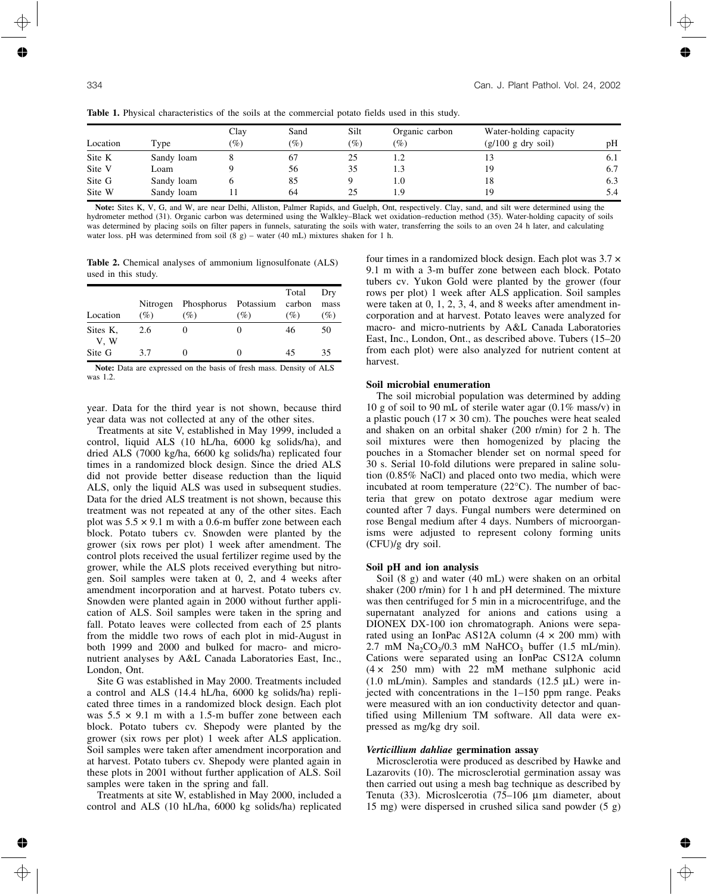**Table 1.** Physical characteristics of the soils at the commercial potato fields used in this study.

| Location | Type | Clay (%) | Sand (%) | Silt (%) | Organic carbon (%) | Water-holding capacity (g/100 g dry soil) | pH |
|---|---|---|---|---|---|---|---|
| Site K | Sandy loam | 8 | 67 | 25 | 1.2 | 13 | 6.1 |
| Site V | Loam | 9 | 56 | 35 | 1.3 | 19 | 6.7 |
| Site G | Sandy loam | 6 | 85 | 9 | 1.0 | 18 | 6.3 |
| Site W | Sandy loam | 11 | 64 | 25 | 1.9 | 19 | 5.4 |

**Note:** Sites K, V, G, and W, are near Delhi, Alliston, Palmer Rapids, and Guelph, Ont, respectively. Clay, sand, and silt were determined using the hydrometer method (31). Organic carbon was determined using the Walkley–Black wet oxidation–reduction method (35). Water-holding capacity of soils was determined by placing soils on filter papers in funnels, saturating the soils with water, transferring the soils to an oven 24 h later, and calculating water loss. pH was determined from soil (8 g) – water (40 mL) mixtures shaken for 1 h.

**Table 2.** Chemical analyses of ammonium lignosulfonate (ALS) used in this study.

| Location | Nitrogen (%) | Phosphorus (%) | Potassium (%) | Total carbon (%) | Dry mass (%) |
|---|---|---|---|---|---|
| Sites K, V, W | 2.6 | 0 | 0 | 46 | 50 |
| Site G | 3.7 | 0 | 0 | 45 | 35 |

**Note:** Data are expressed on the basis of fresh mass. Density of ALS was 1.2.

year. Data for the third year is not shown, because third year data was not collected at any of the other sites.

Treatments at site V, established in May 1999, included a control, liquid ALS (10 hL/ha, 6000 kg solids/ha), and dried ALS (7000 kg/ha, 6600 kg solids/ha) replicated four times in a randomized block design. Since the dried ALS did not provide better disease reduction than the liquid ALS, only the liquid ALS was used in subsequent studies. Data for the dried ALS treatment is not shown, because this treatment was not repeated at any of the other sites. Each plot was 5.5 × 9.1 m with a 0.6-m buffer zone between each block. Potato tubers cv. Snowden were planted by the grower (six rows per plot) 1 week after amendment. The control plots received the usual fertilizer regime used by the grower, while the ALS plots received everything but nitrogen. Soil samples were taken at 0, 2, and 4 weeks after amendment incorporation and at harvest. Potato tubers cv. Snowden were planted again in 2000 without further application of ALS. Soil samples were taken in the spring and fall. Potato leaves were collected from each of 25 plants from the middle two rows of each plot in mid-August in both 1999 and 2000 and bulked for macro- and micronutrient analyses by A&L Canada Laboratories East, Inc., London, Ont.

Site G was established in May 2000. Treatments included a control and ALS (14.4 hL/ha, 6000 kg solids/ha) replicated three times in a randomized block design. Each plot was 5.5 × 9.1 m with a 1.5-m buffer zone between each block. Potato tubers cv. Shepody were planted by the grower (six rows per plot) 1 week after ALS application. Soil samples were taken after amendment incorporation and at harvest. Potato tubers cv. Shepody were planted again in 2001 without further application of ALS. Soil samples were taken in the spring and fall.

Treatments at site W, established in May 2000, included a control and ALS (10 hL/ha, 6000 kg solids/ha) replicated four times in a randomized block design. Each plot was 3.7 × 9.1 m with a 3-m buffer zone between each block. Potato tubers cv. Yukon Gold were planted by the grower (four rows per plot) 1 week after ALS application. Soil samples were taken at 0, 1, 2, 3, 4, and 8 weeks after amendment incorporation and at harvest. Potato leaves were analyzed for macro- and micro-nutrients by A&L Canada Laboratories East, Inc., London, Ont., as described above. Tubers (15–20 from each plot) were also analyzed for nutrient content at harvest.

### Soil microbial enumeration

The soil microbial population was determined by adding 10 g of soil to 90 mL of sterile water agar (0.1% mass/v) in a plastic pouch (17 × 30 cm). The pouches were heat sealed and shaken on an orbital shaker (200 r/min) for 2 h. The soil mixtures were then homogenized by placing the pouches in a Stomacher blender set on normal speed for 30 s. Serial 10-fold dilutions were prepared in saline solution (0.85% NaCl) and placed onto two media, which were incubated at room temperature (22°C). The number of bacteria that grew on potato dextrose agar medium were counted after 7 days. Fungal numbers were determined on rose Bengal medium after 4 days. Numbers of microorganisms were adjusted to represent colony forming units (CFU)/g dry soil.

### Soil pH and ion analysis

Soil (8 g) and water (40 mL) were shaken on an orbital shaker (200 r/min) for 1 h and pH determined. The mixture was then centrifuged for 5 min in a microcentrifuge, and the supernatant analyzed for anions and cations using a DIONEX DX-100 ion chromatograph. Anions were separated using an IonPac AS12A column (4 × 200 mm) with 2.7 mM $Na_2CO_3$/0.3 mM $NaHCO_3$ buffer (1.5 mL/min). Cations were separated using an IonPac CS12A column (4 × 250 mm) with 22 mM methane sulphonic acid (1.0 mL/min). Samples and standards (12.5 μL) were injected with concentrations in the 1–150 ppm range. Peaks were measured with an ion conductivity detector and quantified using Millenium TM software. All data were expressed as mg/kg dry soil.

### *Verticillium dahliae* germination assay

Microsclerotia were produced as described by Hawke and Lazarovits (10). The microsclerotial germination assay was then carried out using a mesh bag technique as described by Tenuta (33). Microslcerotia (75–106 μm diameter, about 15 mg) were dispersed in crushed silica sand powder (5 g)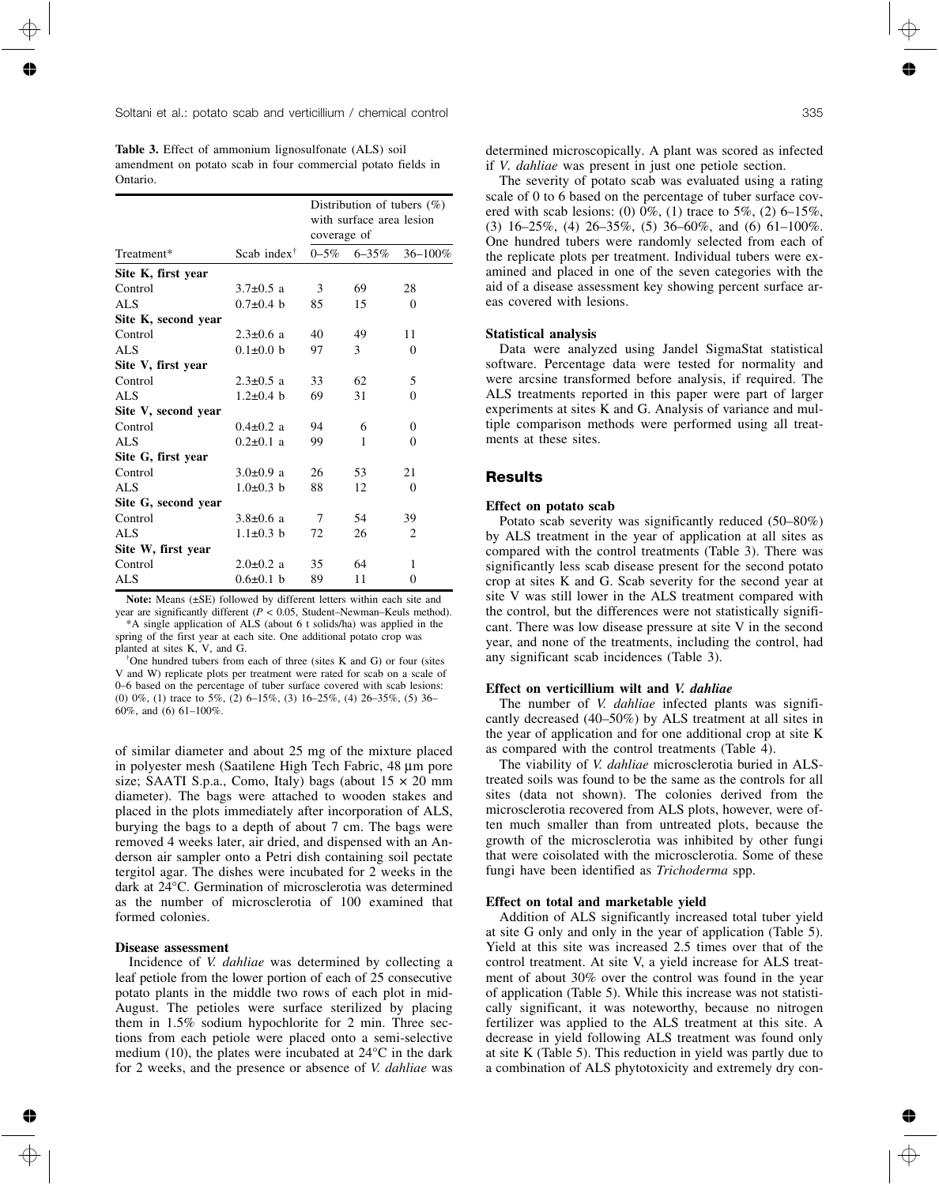**Table 3.** Effect of ammonium lignosulfonate (ALS) soil amendment on potato scab in four commercial potato fields in Ontario.

| Treatment* | Scab index[†] | Distribution of tubers (%) with surface area lesion coverage of | | |
|---|---|---|---|---|
| | | 0–5% | 6–35% | 36–100% |
| **Site K, first year** | | | | |
| Control | 3.7±0.5 a | 3 | 69 | 28 |
| ALS | 0.7±0.4 b | 85 | 15 | 0 |
| **Site K, second year** | | | | |
| Control | 2.3±0.6 a | 40 | 49 | 11 |
| ALS | 0.1±0.0 b | 97 | 3 | 0 |
| **Site V, first year** | | | | |
| Control | 2.3±0.5 a | 33 | 62 | 5 |
| ALS | 1.2±0.4 b | 69 | 31 | 0 |
| **Site V, second year** | | | | |
| Control | 0.4±0.2 a | 94 | 6 | 0 |
| ALS | 0.2±0.1 a | 99 | 1 | 0 |
| **Site G, first year** | | | | |
| Control | 3.0±0.9 a | 26 | 53 | 21 |
| ALS | 1.0±0.3 b | 88 | 12 | 0 |
| **Site G, second year** | | | | |
| Control | 3.8±0.6 a | 7 | 54 | 39 |
| ALS | 1.1±0.3 b | 72 | 26 | 2 |
| **Site W, first year** | | | | |
| Control | 2.0±0.2 a | 35 | 64 | 1 |
| ALS | 0.6±0.1 b | 89 | 11 | 0 |

**Note:** Means (±SE) followed by different letters within each site and year are significantly different ($P < 0.05$, Student–Newman–Keuls method).

*A single application of ALS (about 6 t solids/ha) was applied in the spring of the first year at each site. One additional potato crop was planted at sites K, V, and G.

[†]One hundred tubers from each of three (sites K and G) or four (sites V and W) replicate plots per treatment were rated for scab on a scale of 0–6 based on the percentage of tuber surface covered with scab lesions: (0) 0%, (1) trace to 5%, (2) 6–15%, (3) 16–25%, (4) 26–35%, (5) 36–60%, and (6) 61–100%.

of similar diameter and about 25 mg of the mixture placed in polyester mesh (Saatilene High Tech Fabric, 48 µm pore size; SAATI S.p.a., Como, Italy) bags (about 15 × 20 mm diameter). The bags were attached to wooden stakes and placed in the plots immediately after incorporation of ALS, burying the bags to a depth of about 7 cm. The bags were removed 4 weeks later, air dried, and dispensed with an Anderson air sampler onto a Petri dish containing soil pectate tergitol agar. The dishes were incubated for 2 weeks in the dark at 24°C. Germination of microsclerotia was determined as the number of microsclerotia of 100 examined that formed colonies.

### Disease assessment

Incidence of *V. dahliae* was determined by collecting a leaf petiole from the lower portion of each of 25 consecutive potato plants in the middle two rows of each plot in mid-August. The petioles were surface sterilized by placing them in 1.5% sodium hypochlorite for 2 min. Three sections from each petiole were placed onto a semi-selective medium (10), the plates were incubated at 24°C in the dark for 2 weeks, and the presence or absence of *V. dahliae* was determined microscopically. A plant was scored as infected if *V. dahliae* was present in just one petiole section.

The severity of potato scab was evaluated using a rating scale of 0 to 6 based on the percentage of tuber surface covered with scab lesions: (0) 0%, (1) trace to 5%, (2) 6–15%, (3) 16–25%, (4) 26–35%, (5) 36–60%, and (6) 61–100%. One hundred tubers were randomly selected from each of the replicate plots per treatment. Individual tubers were examined and placed in one of the seven categories with the aid of a disease assessment key showing percent surface areas covered with lesions.

### Statistical analysis

Data were analyzed using Jandel SigmaStat statistical software. Percentage data were tested for normality and were arcsine transformed before analysis, if required. The ALS treatments reported in this paper were part of larger experiments at sites K and G. Analysis of variance and multiple comparison methods were performed using all treatments at these sites.

## Results

### Effect on potato scab

Potato scab severity was significantly reduced (50–80%) by ALS treatment in the year of application at all sites as compared with the control treatments (Table 3). There was significantly less scab disease present for the second potato crop at sites K and G. Scab severity for the second year at site V was still lower in the ALS treatment compared with the control, but the differences were not statistically significant. There was low disease pressure at site V in the second year, and none of the treatments, including the control, had any significant scab incidences (Table 3).

### Effect on verticillium wilt and *V. dahliae*

The number of *V. dahliae* infected plants was significantly decreased (40–50%) by ALS treatment at all sites in the year of application and for one additional crop at site K as compared with the control treatments (Table 4).

The viability of *V. dahliae* microsclerotia buried in ALS-treated soils was found to be the same as the controls for all sites (data not shown). The colonies derived from the microsclerotia recovered from ALS plots, however, were often much smaller than from untreated plots, because the growth of the microsclerotia was inhibited by other fungi that were coisolated with the microsclerotia. Some of these fungi have been identified as *Trichoderma* spp.

### Effect on total and marketable yield

Addition of ALS significantly increased total tuber yield at site G only and only in the year of application (Table 5). Yield at this site was increased 2.5 times over that of the control treatment. At site V, a yield increase for ALS treatment of about 30% over the control was found in the year of application (Table 5). While this increase was not statistically significant, it was noteworthy, because no nitrogen fertilizer was applied to the ALS treatment at this site. A decrease in yield following ALS treatment was found only at site K (Table 5). This reduction in yield was partly due to a combination of ALS phytotoxicity and extremely dry con-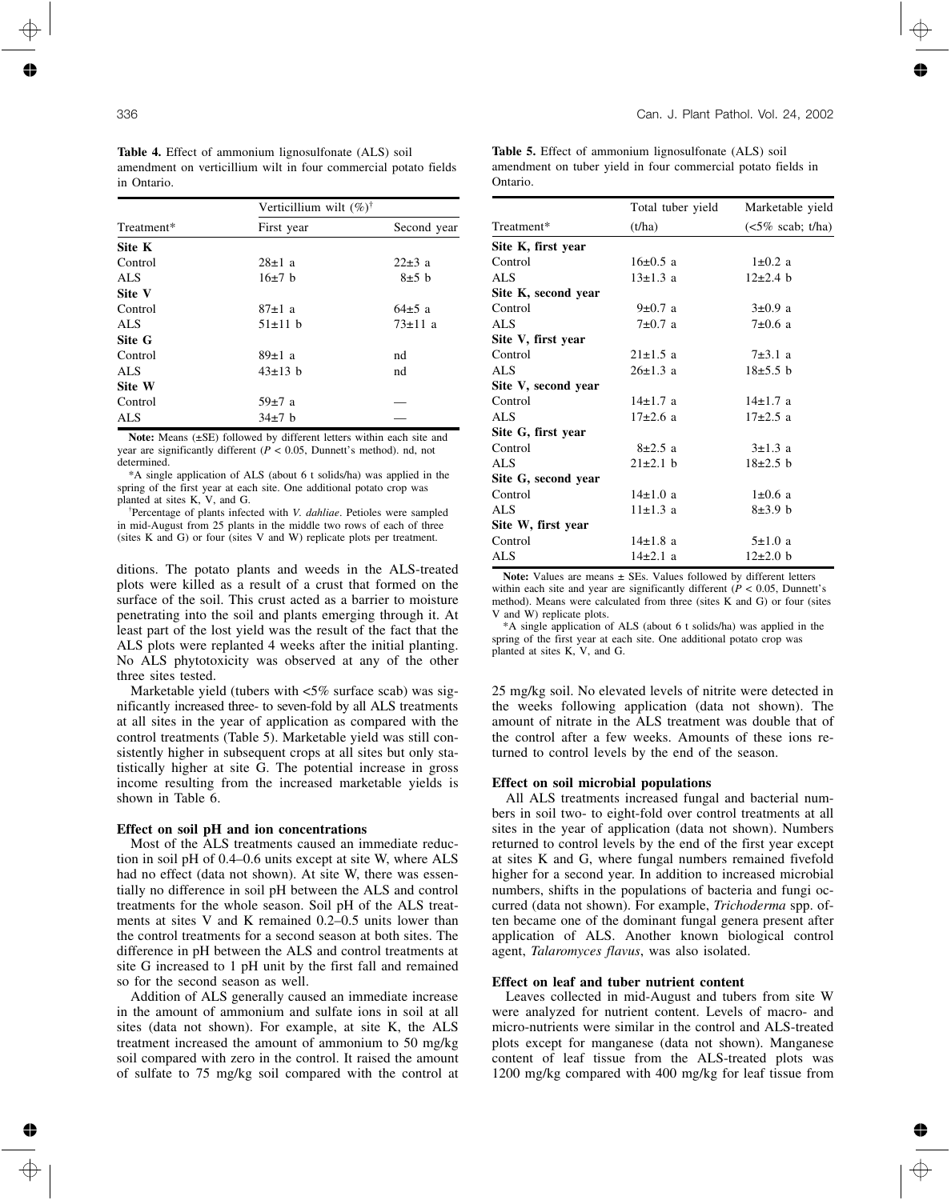**Table 4.** Effect of ammonium lignosulfonate (ALS) soil amendment on verticillium wilt in four commercial potato fields in Ontario.

| Treatment* | Verticillium wilt (%)[†] | |
|---|---|---|
| | First year | Second year |
| **Site K** | | |
| Control | 28±1 a | 22±3 a |
| ALS | 16±7 b | 8±5 b |
| **Site V** | | |
| Control | 87±1 a | 64±5 a |
| ALS | 51±11 b | 73±11 a |
| **Site G** | | |
| Control | 89±1 a | nd |
| ALS | 43±13 b | nd |
| **Site W** | | |
| Control | 59±7 a | — |
| ALS | 34±7 b | — |

**Note:** Means (±SE) followed by different letters within each site and year are significantly different ($P < 0.05$, Dunnett's method). nd, not determined.

*A single application of ALS (about 6 t solids/ha) was applied in the spring of the first year at each site. One additional potato crop was planted at sites K, V, and G.

[†]Percentage of plants infected with *V. dahliae*. Petioles were sampled in mid-August from 25 plants in the middle two rows of each of three (sites K and G) or four (sites V and W) replicate plots per treatment.

ditions. The potato plants and weeds in the ALS-treated plots were killed as a result of a crust that formed on the surface of the soil. This crust acted as a barrier to moisture penetrating into the soil and plants emerging through it. At least part of the lost yield was the result of the fact that the ALS plots were replanted 4 weeks after the initial planting. No ALS phytotoxicity was observed at any of the other three sites tested.

Marketable yield (tubers with <5% surface scab) was significantly increased three- to seven-fold by all ALS treatments at all sites in the year of application as compared with the control treatments (Table 5). Marketable yield was still consistently higher in subsequent crops at all sites but only statistically higher at site G. The potential increase in gross income resulting from the increased marketable yields is shown in Table 6.

### Effect on soil pH and ion concentrations

Most of the ALS treatments caused an immediate reduction in soil pH of 0.4–0.6 units except at site W, where ALS had no effect (data not shown). At site W, there was essentially no difference in soil pH between the ALS and control treatments for the whole season. Soil pH of the ALS treatments at sites V and K remained 0.2–0.5 units lower than the control treatments for a second season at both sites. The difference in pH between the ALS and control treatments at site G increased to 1 pH unit by the first fall and remained so for the second season as well.

Addition of ALS generally caused an immediate increase in the amount of ammonium and sulfate ions in soil at all sites (data not shown). For example, at site K, the ALS treatment increased the amount of ammonium to 50 mg/kg soil compared with zero in the control. It raised the amount of sulfate to 75 mg/kg soil compared with the control at 25 mg/kg soil. No elevated levels of nitrite were detected in the weeks following application (data not shown). The amount of nitrate in the ALS treatment was double that of the control after a few weeks. Amounts of these ions returned to control levels by the end of the season.

**Table 5.** Effect of ammonium lignosulfonate (ALS) soil amendment on tuber yield in four commercial potato fields in Ontario.

| Treatment* | Total tuber yield (t/ha) | Marketable yield (<5% scab; t/ha) |
|---|---|---|
| **Site K, first year** | | |
| Control | 16±0.5 a | 1±0.2 a |
| ALS | 13±1.3 a | 12±2.4 b |
| **Site K, second year** | | |
| Control | 9±0.7 a | 3±0.9 a |
| ALS | 7±0.7 a | 7±0.6 a |
| **Site V, first year** | | |
| Control | 21±1.5 a | 7±3.1 a |
| ALS | 26±1.3 a | 18±5.5 b |
| **Site V, second year** | | |
| Control | 14±1.7 a | 14±1.7 a |
| ALS | 17±2.6 a | 17±2.5 a |
| **Site G, first year** | | |
| Control | 8±2.5 a | 3±1.3 a |
| ALS | 21±2.1 b | 18±2.5 b |
| **Site G, second year** | | |
| Control | 14±1.0 a | 1±0.6 a |
| ALS | 11±1.3 a | 8±3.9 b |
| **Site W, first year** | | |
| Control | 14±1.8 a | 5±1.0 a |
| ALS | 14±2.1 a | 12±2.0 b |

**Note:** Values are means ± SEs. Values followed by different letters within each site and year are significantly different ($P < 0.05$, Dunnett's method). Means were calculated from three (sites K and G) or four (sites V and W) replicate plots.

*A single application of ALS (about 6 t solids/ha) was applied in the spring of the first year at each site. One additional potato crop was planted at sites K, V, and G.

### Effect on soil microbial populations

All ALS treatments increased fungal and bacterial numbers in soil two- to eight-fold over control treatments at all sites in the year of application (data not shown). Numbers returned to control levels by the end of the first year except at sites K and G, where fungal numbers remained fivefold higher for a second year. In addition to increased microbial numbers, shifts in the populations of bacteria and fungi occurred (data not shown). For example, *Trichoderma* spp. often became one of the dominant fungal genera present after application of ALS. Another known biological control agent, *Talaromyces flavus*, was also isolated.

### Effect on leaf and tuber nutrient content

Leaves collected in mid-August and tubers from site W were analyzed for nutrient content. Levels of macro- and micro-nutrients were similar in the control and ALS-treated plots except for manganese (data not shown). Manganese content of leaf tissue from the ALS-treated plots was 1200 mg/kg compared with 400 mg/kg for leaf tissue from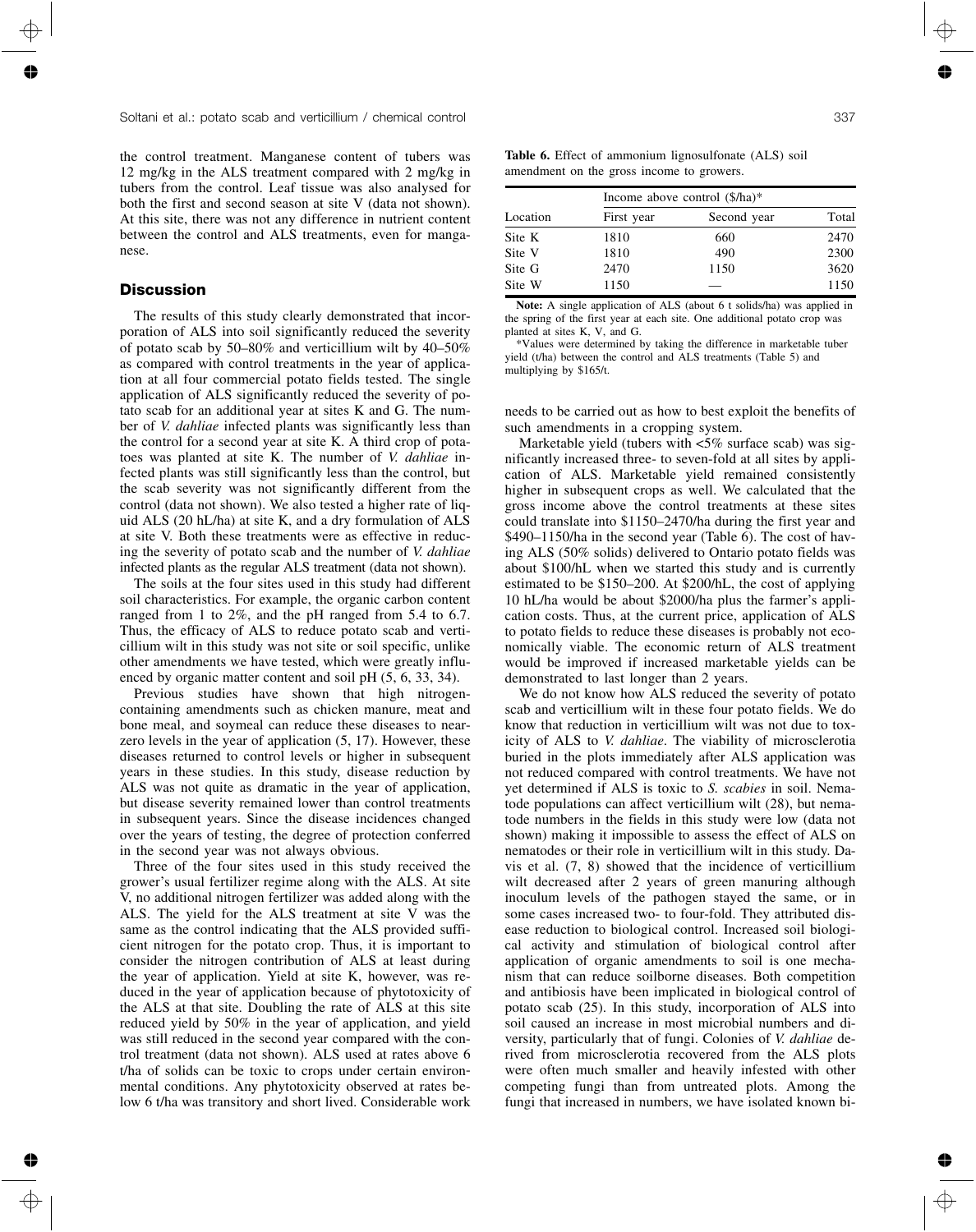the control treatment. Manganese content of tubers was 12 mg/kg in the ALS treatment compared with 2 mg/kg in tubers from the control. Leaf tissue was also analysed for both the first and second season at site V (data not shown). At this site, there was not any difference in nutrient content between the control and ALS treatments, even for manganese.

## Discussion

The results of this study clearly demonstrated that incorporation of ALS into soil significantly reduced the severity of potato scab by 50–80% and verticillium wilt by 40–50% as compared with control treatments in the year of application at all four commercial potato fields tested. The single application of ALS significantly reduced the severity of potato scab for an additional year at sites K and G. The number of *V. dahliae* infected plants was significantly less than the control for a second year at site K. A third crop of potatoes was planted at site K. The number of *V. dahliae* infected plants was still significantly less than the control, but the scab severity was not significantly different from the control (data not shown). We also tested a higher rate of liquid ALS (20 hL/ha) at site K, and a dry formulation of ALS at site V. Both these treatments were as effective in reducing the severity of potato scab and the number of *V. dahliae* infected plants as the regular ALS treatment (data not shown).

The soils at the four sites used in this study had different soil characteristics. For example, the organic carbon content ranged from 1 to 2%, and the pH ranged from 5.4 to 6.7. Thus, the efficacy of ALS to reduce potato scab and verticillium wilt in this study was not site or soil specific, unlike other amendments we have tested, which were greatly influenced by organic matter content and soil pH (5, 6, 33, 34).

Previous studies have shown that high nitrogen-containing amendments such as chicken manure, meat and bone meal, and soymeal can reduce these diseases to near-zero levels in the year of application (5, 17). However, these diseases returned to control levels or higher in subsequent years in these studies. In this study, disease reduction by ALS was not quite as dramatic in the year of application, but disease severity remained lower than control treatments in subsequent years. Since the disease incidences changed over the years of testing, the degree of protection conferred in the second year was not always obvious.

Three of the four sites used in this study received the grower's usual fertilizer regime along with the ALS. At site V, no additional nitrogen fertilizer was added along with the ALS. The yield for the ALS treatment at site V was the same as the control indicating that the ALS provided sufficient nitrogen for the potato crop. Thus, it is important to consider the nitrogen contribution of ALS at least during the year of application. Yield at site K, however, was reduced in the year of application because of phytotoxicity of the ALS at that site. Doubling the rate of ALS at this site reduced yield by 50% in the year of application, and yield was still reduced in the second year compared with the control treatment (data not shown). ALS used at rates above 6 t/ha of solids can be toxic to crops under certain environmental conditions. Any phytotoxicity observed at rates below 6 t/ha was transitory and short lived. Considerable work needs to be carried out as how to best exploit the benefits of such amendments in a cropping system.

**Table 6.** Effect of ammonium lignosulfonate (ALS) soil amendment on the gross income to growers.

| Location | Income above control ($/ha)* | | |
|---|---|---|---|
| | First year | Second year | Total |
| Site K | 1810 | 660 | 2470 |
| Site V | 1810 | 490 | 2300 |
| Site G | 2470 | 1150 | 3620 |
| Site W | 1150 | — | 1150 |

**Note:** A single application of ALS (about 6 t solids/ha) was applied in the spring of the first year at each site. One additional potato crop was planted at sites K, V, and G.

*Values were determined by taking the difference in marketable tuber yield (t/ha) between the control and ALS treatments (Table 5) and multiplying by $165/t.

Marketable yield (tubers with <5% surface scab) was significantly increased three- to seven-fold at all sites by application of ALS. Marketable yield remained consistently higher in subsequent crops as well. We calculated that the gross income above the control treatments at these sites could translate into $1150–2470/ha during the first year and $490–1150/ha in the second year (Table 6). The cost of having ALS (50% solids) delivered to Ontario potato fields was about $100/hL when we started this study and is currently estimated to be $150–200. At $200/hL, the cost of applying 10 hL/ha would be about $2000/ha plus the farmer's application costs. Thus, at the current price, application of ALS to potato fields to reduce these diseases is probably not economically viable. The economic return of ALS treatment would be improved if increased marketable yields can be demonstrated to last longer than 2 years.

We do not know how ALS reduced the severity of potato scab and verticillium wilt in these four potato fields. We do know that reduction in verticillium wilt was not due to toxicity of ALS to *V. dahliae*. The viability of microsclerotia buried in the plots immediately after ALS application was not reduced compared with control treatments. We have not yet determined if ALS is toxic to *S. scabies* in soil. Nematode populations can affect verticillium wilt (28), but nematode numbers in the fields in this study were low (data not shown) making it impossible to assess the effect of ALS on nematodes or their role in verticillium wilt in this study. Davis et al. (7, 8) showed that the incidence of verticillium wilt decreased after 2 years of green manuring although inoculum levels of the pathogen stayed the same, or in some cases increased two- to four-fold. They attributed disease reduction to biological control. Increased soil biological activity and stimulation of biological control after application of organic amendments to soil is one mechanism that can reduce soilborne diseases. Both competition and antibiosis have been implicated in biological control of potato scab (25). In this study, incorporation of ALS into soil caused an increase in most microbial numbers and diversity, particularly that of fungi. Colonies of *V. dahliae* derived from microsclerotia recovered from the ALS plots were often much smaller and heavily infested with other competing fungi than from untreated plots. Among the fungi that increased in numbers, we have isolated known bi-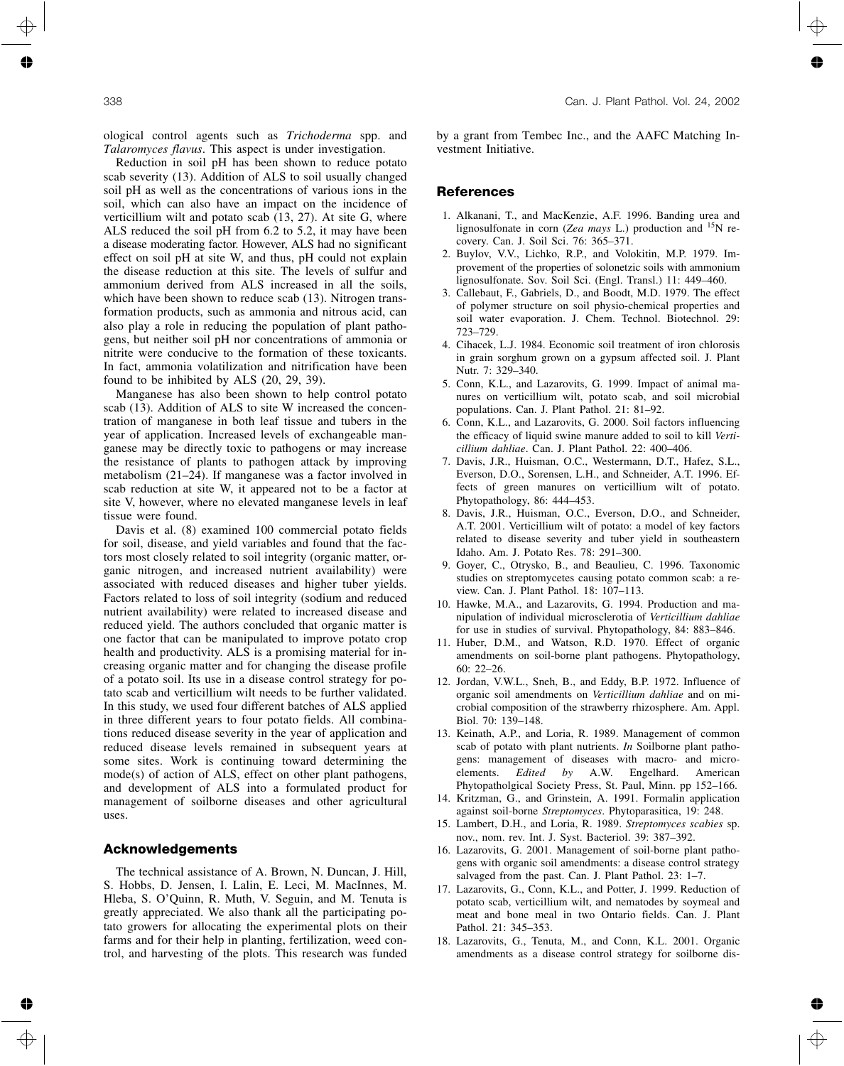ological control agents such as *Trichoderma* spp. and *Talaromyces flavus*. This aspect is under investigation.

Reduction in soil pH has been shown to reduce potato scab severity (13). Addition of ALS to soil usually changed soil pH as well as the concentrations of various ions in the soil, which can also have an impact on the incidence of verticillium wilt and potato scab (13, 27). At site G, where ALS reduced the soil pH from 6.2 to 5.2, it may have been a disease moderating factor. However, ALS had no significant effect on soil pH at site W, and thus, pH could not explain the disease reduction at this site. The levels of sulfur and ammonium derived from ALS increased in all the soils, which have been shown to reduce scab (13). Nitrogen transformation products, such as ammonia and nitrous acid, can also play a role in reducing the population of plant pathogens, but neither soil pH nor concentrations of ammonia or nitrite were conducive to the formation of these toxicants. In fact, ammonia volatilization and nitrification have been found to be inhibited by ALS (20, 29, 39).

Manganese has also been shown to help control potato scab (13). Addition of ALS to site W increased the concentration of manganese in both leaf tissue and tubers in the year of application. Increased levels of exchangeable manganese may be directly toxic to pathogens or may increase the resistance of plants to pathogen attack by improving metabolism (21–24). If manganese was a factor involved in scab reduction at site W, it appeared not to be a factor at site V, however, where no elevated manganese levels in leaf tissue were found.

Davis et al. (8) examined 100 commercial potato fields for soil, disease, and yield variables and found that the factors most closely related to soil integrity (organic matter, organic nitrogen, and increased nutrient availability) were associated with reduced diseases and higher tuber yields. Factors related to loss of soil integrity (sodium and reduced nutrient availability) were related to increased disease and reduced yield. The authors concluded that organic matter is one factor that can be manipulated to improve potato crop health and productivity. ALS is a promising material for increasing organic matter and for changing the disease profile of a potato soil. Its use in a disease control strategy for potato scab and verticillium wilt needs to be further validated. In this study, we used four different batches of ALS applied in three different years to four potato fields. All combinations reduced disease severity in the year of application and reduced disease levels remained in subsequent years at some sites. Work is continuing toward determining the mode(s) of action of ALS, effect on other plant pathogens, and development of ALS into a formulated product for management of soilborne diseases and other agricultural uses.

## Acknowledgements

The technical assistance of A. Brown, N. Duncan, J. Hill, S. Hobbs, D. Jensen, I. Lalin, E. Leci, M. MacInnes, M. Hleba, S. O'Quinn, R. Muth, V. Seguin, and M. Tenuta is greatly appreciated. We also thank all the participating potato growers for allocating the experimental plots on their farms and for their help in planting, fertilization, weed control, and harvesting of the plots. This research was funded by a grant from Tembec Inc., and the AAFC Matching Investment Initiative.

## References

1. Alkanani, T., and MacKenzie, A.F. 1996. Banding urea and lignosulfonate in corn (*Zea mays* L.) production and $^{15}N$ recovery. Can. J. Soil Sci. 76: 365–371.
2. Buylov, V.V., Lichko, R.P., and Volokitin, M.P. 1979. Improvement of the properties of solonetzic soils with ammonium lignosulfonate. Sov. Soil Sci. (Engl. Transl.) 11: 449–460.
3. Callebaut, F., Gabriels, D., and Boodt, M.D. 1979. The effect of polymer structure on soil physio-chemical properties and soil water evaporation. J. Chem. Technol. Biotechnol. 29: 723–729.
4. Cihacek, L.J. 1984. Economic soil treatment of iron chlorosis in grain sorghum grown on a gypsum affected soil. J. Plant Nutr. 7: 329–340.
5. Conn, K.L., and Lazarovits, G. 1999. Impact of animal manures on verticillium wilt, potato scab, and soil microbial populations. Can. J. Plant Pathol. 21: 81–92.
6. Conn, K.L., and Lazarovits, G. 2000. Soil factors influencing the efficacy of liquid swine manure added to soil to kill *Verticillium dahliae*. Can. J. Plant Pathol. 22: 400–406.
7. Davis, J.R., Huisman, O.C., Westermann, D.T., Hafez, S.L., Everson, D.O., Sorensen, L.H., and Schneider, A.T. 1996. Effects of green manures on verticillium wilt of potato. Phytopathology, 86: 444–453.
8. Davis, J.R., Huisman, O.C., Everson, D.O., and Schneider, A.T. 2001. Verticillium wilt of potato: a model of key factors related to disease severity and tuber yield in southeastern Idaho. Am. J. Potato Res. 78: 291–300.
9. Goyer, C., Otrysko, B., and Beaulieu, C. 1996. Taxonomic studies on streptomycetes causing potato common scab: a review. Can. J. Plant Pathol. 18: 107–113.
10. Hawke, M.A., and Lazarovits, G. 1994. Production and manipulation of individual microsclerotia of *Verticillium dahliae* for use in studies of survival. Phytopathology, 84: 883–846.
11. Huber, D.M., and Watson, R.D. 1970. Effect of organic amendments on soil-borne plant pathogens. Phytopathology, 60: 22–26.
12. Jordan, V.W.L., Sneh, B., and Eddy, B.P. 1972. Influence of organic soil amendments on *Verticillium dahliae* and on microbial composition of the strawberry rhizosphere. Am. Appl. Biol. 70: 139–148.
13. Keinath, A.P., and Loria, R. 1989. Management of common scab of potato with plant nutrients. *In* Soilborne plant pathogens: management of diseases with macro- and microelements. *Edited by* A.W. Engelhard. American Phytopatholgical Society Press, St. Paul, Minn. pp 152–166.
14. Kritzman, G., and Grinstein, A. 1991. Formalin application against soil-borne *Streptomyces*. Phytoparasitica, 19: 248.
15. Lambert, D.H., and Loria, R. 1989. *Streptomyces scabies* sp. nov., nom. rev. Int. J. Syst. Bacteriol. 39: 387–392.
16. Lazarovits, G. 2001. Management of soil-borne plant pathogens with organic soil amendments: a disease control strategy salvaged from the past. Can. J. Plant Pathol. 23: 1–7.
17. Lazarovits, G., Conn, K.L., and Potter, J. 1999. Reduction of potato scab, verticillium wilt, and nematodes by soymeal and meat and bone meal in two Ontario fields. Can. J. Plant Pathol. 21: 345–353.
18. Lazarovits, G., Tenuta, M., and Conn, K.L. 2001. Organic amendments as a disease control strategy for soilborne dis-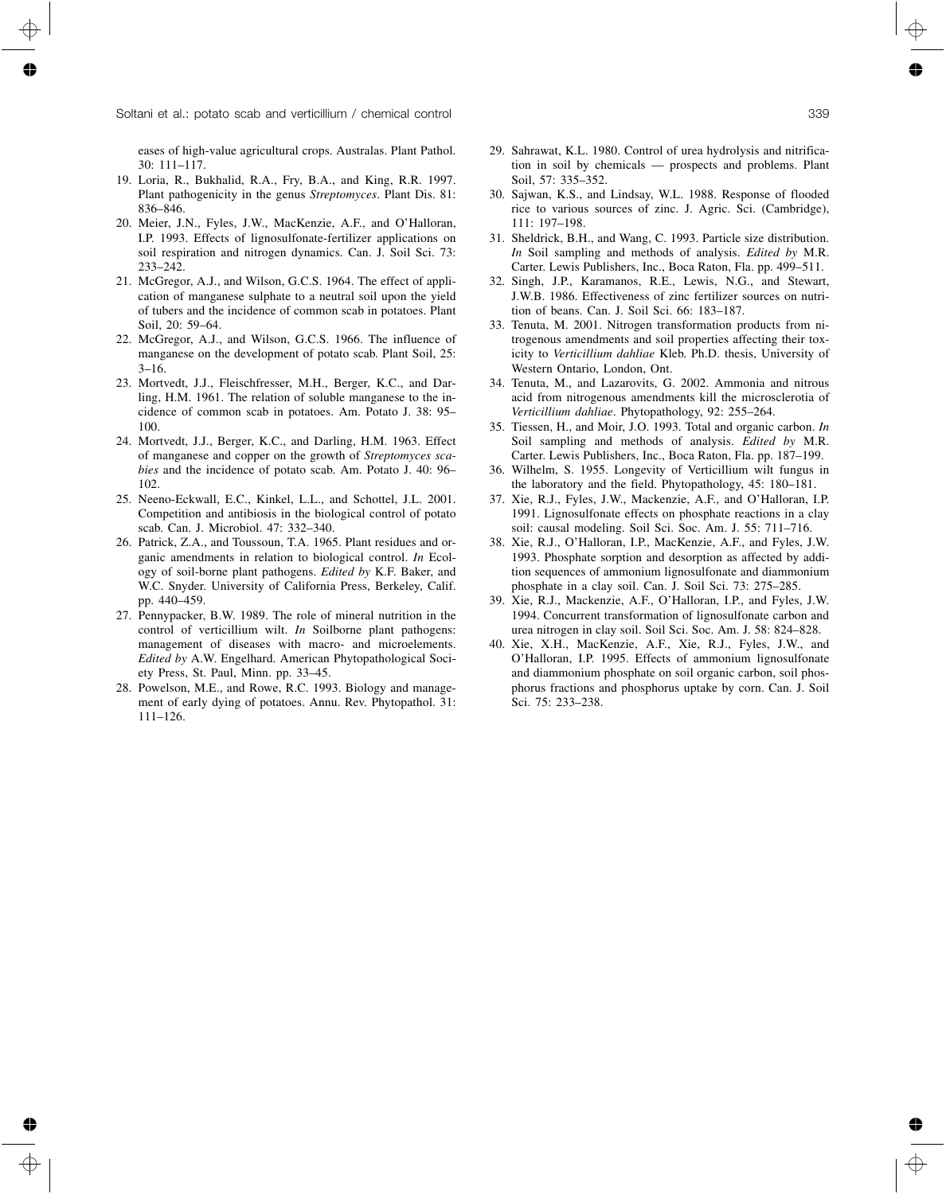eases of high-value agricultural crops. Australas. Plant Pathol. 30: 111–117.

19. Loria, R., Bukhalid, R.A., Fry, B.A., and King, R.R. 1997. Plant pathogenicity in the genus *Streptomyces*. Plant Dis. 81: 836–846.
20. Meier, J.N., Fyles, J.W., MacKenzie, A.F., and O'Halloran, I.P. 1993. Effects of lignosulfonate-fertilizer applications on soil respiration and nitrogen dynamics. Can. J. Soil Sci. 73: 233–242.
21. McGregor, A.J., and Wilson, G.C.S. 1964. The effect of application of manganese sulphate to a neutral soil upon the yield of tubers and the incidence of common scab in potatoes. Plant Soil, 20: 59–64.
22. McGregor, A.J., and Wilson, G.C.S. 1966. The influence of manganese on the development of potato scab. Plant Soil, 25: 3–16.
23. Mortvedt, J.J., Fleischfresser, M.H., Berger, K.C., and Darling, H.M. 1961. The relation of soluble manganese to the incidence of common scab in potatoes. Am. Potato J. 38: 95–100.
24. Mortvedt, J.J., Berger, K.C., and Darling, H.M. 1963. Effect of manganese and copper on the growth of *Streptomyces scabies* and the incidence of potato scab. Am. Potato J. 40: 96–102.
25. Neeno-Eckwall, E.C., Kinkel, L.L., and Schottel, J.L. 2001. Competition and antibiosis in the biological control of potato scab. Can. J. Microbiol. 47: 332–340.
26. Patrick, Z.A., and Toussoun, T.A. 1965. Plant residues and organic amendments in relation to biological control. *In* Ecology of soil-borne plant pathogens. *Edited by* K.F. Baker, and W.C. Snyder. University of California Press, Berkeley, Calif. pp. 440–459.
27. Pennypacker, B.W. 1989. The role of mineral nutrition in the control of verticillium wilt. *In* Soilborne plant pathogens: management of diseases with macro- and microelements. *Edited by* A.W. Engelhard. American Phytopathological Society Press, St. Paul, Minn. pp. 33–45.
28. Powelson, M.E., and Rowe, R.C. 1993. Biology and management of early dying of potatoes. Annu. Rev. Phytopathol. 31: 111–126.
29. Sahrawat, K.L. 1980. Control of urea hydrolysis and nitrification in soil by chemicals — prospects and problems. Plant Soil, 57: 335–352.
30. Sajwan, K.S., and Lindsay, W.L. 1988. Response of flooded rice to various sources of zinc. J. Agric. Sci. (Cambridge), 111: 197–198.
31. Sheldrick, B.H., and Wang, C. 1993. Particle size distribution. *In* Soil sampling and methods of analysis. *Edited by* M.R. Carter. Lewis Publishers, Inc., Boca Raton, Fla. pp. 499–511.
32. Singh, J.P., Karamanos, R.E., Lewis, N.G., and Stewart, J.W.B. 1986. Effectiveness of zinc fertilizer sources on nutrition of beans. Can. J. Soil Sci. 66: 183–187.
33. Tenuta, M. 2001. Nitrogen transformation products from nitrogenous amendments and soil properties affecting their toxicity to *Verticillium dahliae* Kleb. Ph.D. thesis, University of Western Ontario, London, Ont.
34. Tenuta, M., and Lazarovits, G. 2002. Ammonia and nitrous acid from nitrogenous amendments kill the microsclerotia of *Verticillium dahliae*. Phytopathology, 92: 255–264.
35. Tiessen, H., and Moir, J.O. 1993. Total and organic carbon. *In* Soil sampling and methods of analysis. *Edited by* M.R. Carter. Lewis Publishers, Inc., Boca Raton, Fla. pp. 187–199.
36. Wilhelm, S. 1955. Longevity of Verticillium wilt fungus in the laboratory and the field. Phytopathology, 45: 180–181.
37. Xie, R.J., Fyles, J.W., Mackenzie, A.F., and O'Halloran, I.P. 1991. Lignosulfonate effects on phosphate reactions in a clay soil: causal modeling. Soil Sci. Soc. Am. J. 55: 711–716.
38. Xie, R.J., O'Halloran, I.P., MacKenzie, A.F., and Fyles, J.W. 1993. Phosphate sorption and desorption as affected by addition sequences of ammonium lignosulfonate and diammonium phosphate in a clay soil. Can. J. Soil Sci. 73: 275–285.
39. Xie, R.J., Mackenzie, A.F., O'Halloran, I.P., and Fyles, J.W. 1994. Concurrent transformation of lignosulfonate carbon and urea nitrogen in clay soil. Soil Sci. Soc. Am. J. 58: 824–828.
40. Xie, X.H., MacKenzie, A.F., Xie, R.J., Fyles, J.W., and O'Halloran, I.P. 1995. Effects of ammonium lignosulfonate and diammonium phosphate on soil organic carbon, soil phosphorus fractions and phosphorus uptake by corn. Can. J. Soil Sci. 75: 233–238.